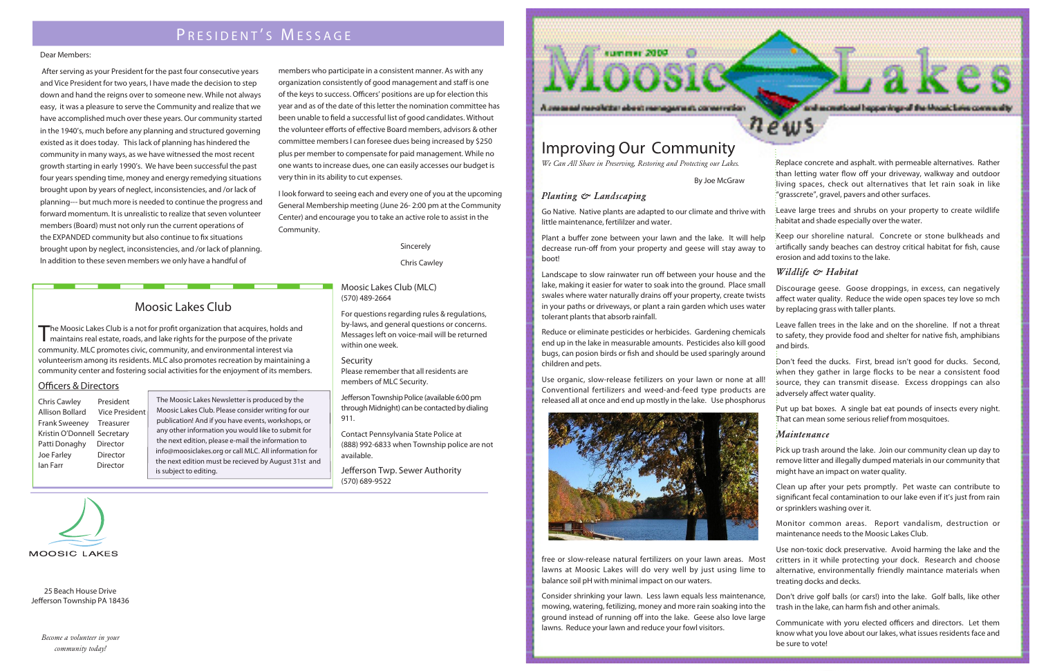# President's Message

Dear Members:

After serving as your President for the past four consecutive years and Vice President for two years, I have made the decision to step down and hand the reigns over to someone new. While not always easy, it was a pleasure to serve the Community and realize that we have accomplished much over these years. Our community started in the 1940's, much before any planning and structured governing existed as it does today. This lack of planning has hindered the community in many ways, as we have witnessed the most recent growth starting in early 1990's. We have been successful the past four years spending time, money and energy remedying situations brought upon by years of neglect, inconsistencies, and /or lack of planning--- but much more is needed to continue the progress and forward momentum. It is unrealistic to realize that seven volunteer members (Board) must not only run the current operations of the EXPANDED community but also continue to fix situations brought upon by neglect, inconsistencies, and /or lack of planning. In addition to these seven members we only have a handful of members who participate in a consistent manner. As with any organization consistently of good management and staff is one of the keys to success. Officers' positions are up for election this year and as of the date of this letter the nomination committee has been unable to field a successful list of good candidates. Without the volunteer efforts of effective Board members, advisors & other committee members I can foresee dues being increased by $250 plus per member to compensate for paid management. While no one wants to increase dues, one can easily accesses our budget is very thin in its ability to cut expenses.

I look forward to seeing each and every one of you at the upcoming General Membership meeting (June 26- 2:00 pm at the Community Center) and encourage you to take an active role to assist in the Community.

Sincerely

Chris Cawley

## Moosic Lakes Club

The Moosic Lakes Club is a not for profit organization that acquires, holds and maintains real estate, roads, and lake rights for the purpose of the private community. MLC promotes civic, community, and environmental interest via volunteerism among its residents. MLC also promotes recreation by maintaining a community center and fostering social activities for the enjoyment of its members.

### Officers & Directors

| | |
|---|---|
| Chris Cawley | President |
| Allison Bollard | Vice President |
| Frank Sweeney | Treasurer |
| Kristin O'Donnell | Secretary |
| Patti Donaghy | Director |
| Joe Farley | Director |
| Ian Farr | Director |

The Moosic Lakes Newsletter is produced by the Moosic Lakes Club. Please consider writing for our publication! And if you have events, workshops, or any other information you would like to submit for the next edition, please e-mail the information to info@moosiclakes.org or call MLC. All information for the next edition must be recieved by August 31st and is subject to editing.

Moosic Lakes Club (MLC)
(570) 489-2664

For questions regarding rules & regulations, by-laws, and general questions or concerns. Messages left on voice-mail will be returned within one week.

Security
Please remember that all residents are members of MLC Security.

Jefferson Township Police (available 6:00 pm through Midnight) can be contacted by dialing 911.

Contact Pennsylvania State Police at (888) 992-6833 when Township police are not available.

Jefferson Twp. Sewer Authority
(570) 689-9522

MOOSIC LAKES

25 Beach House Drive
Jefferson Township PA 18436

*Become a volunteer in your community today!*

# Moosic Lakes News

summer 2009

A seasonal newsletter about management, conservation and recreational happenings of the Moosic Lakes community

## Improving Our Community

*We Can All Share in Preserving, Restoring and Protecting our Lakes.*

By Joe McGraw

### *Planting & Landscaping*

Go Native. Native plants are adapted to our climate and thrive with little maintenance, fertilizer and water.

Plant a buffer zone between your lawn and the lake. It will help decrease run-off from your property and geese will stay away to boot!

Landscape to slow rainwater run off between your house and the lake, making it easier for water to soak into the ground. Place small swales where water naturally drains off your property, create twists in your paths or driveways, or plant a rain garden which uses water tolerant plants that absorb rainfall.

Reduce or eliminate pesticides or herbicides. Gardening chemicals end up in the lake in measurable amounts. Pesticides also kill good bugs, can posion birds or fish and should be used sparingly around children and pets.

Use organic, slow-release fetilizers on your lawn or none at all! Conventional fertilizers and weed-and-feed type products are released all at once and end up mostly in the lake. Use phosphorus free or slow-release natural fertilizers on your lawn areas. Most lawns at Moosic Lakes will do very well by just using lime to balance soil pH with minimal impact on our waters.

Consider shrinking your lawn. Less lawn equals less maintenance, mowing, watering, fetilizing, money and more rain soaking into the ground instead of running off into the lake. Geese also love large lawns. Reduce your lawn and reduce your fowl visitors.

Replace concrete and asphalt. with permeable alternatives. Rather than letting water flow off your driveway, walkway and outdoor living spaces, check out alternatives that let rain soak in like "grasscrete", gravel, pavers and other surfaces.

Leave large trees and shrubs on your property to create wildlife habitat and shade especially over the water.

Keep our shoreline natural. Concrete or stone bulkheads and artifically sandy beaches can destroy critical habitat for fish, cause erosion and add toxins to the lake.

### *Wildlife & Habitat*

Discourage geese. Goose droppings, in excess, can negatively affect water quality. Reduce the wide open spaces tey love so mch by replacing grass with taller plants.

Leave fallen trees in the lake and on the shoreline. If not a threat to safety, they provide food and shelter for native fish, amphibians and birds.

Don't feed the ducks. First, bread isn't good for ducks. Second, when they gather in large flocks to be near a consistent food source, they can transmit disease. Excess droppings can also adversely affect water quality.

Put up bat boxes. A single bat eat pounds of insects every night. That can mean some serious relief from mosquitoes.

### *Maintenance*

Pick up trash around the lake. Join our community clean up day to remove litter and illegally dumped materials in our community that might have an impact on water quality.

Clean up after your pets promptly. Pet waste can contribute to significant fecal contamination to our lake even if it's just from rain or sprinklers washing over it.

Monitor common areas. Report vandalism, destruction or maintenance needs to the Moosic Lakes Club.

Use non-toxic dock preservative. Avoid harming the lake and the critters in it while protecting your dock. Research and choose alternative, environmentally friendly maintance materials when treating docks and decks.

Don't drive golf balls (or cars!) into the lake. Golf balls, like other trash in the lake, can harm fish and other animals.

Communicate with yoru elected officers and directors. Let them know what you love about our lakes, what issues residents face and be sure to vote!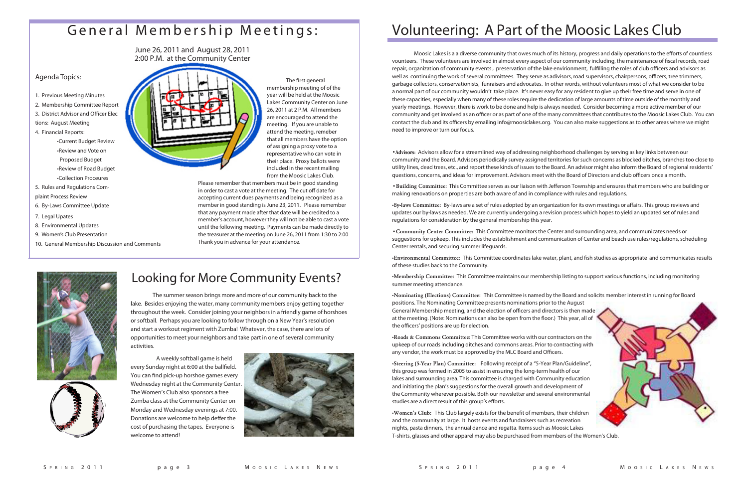# General Membership Meetings:

June 26, 2011 and August 28, 2011
2:00 P.M. at the Community Center

Agenda Topics:

1. Previous Meeting Minutes
2. Membership Committee Report
3. District Advisor and Officer Elections: August Meeting
4. Financial Reports:
   - •Current Budget Review
   - •Review and Vote on Proposed Budget
   - •Review of Road Budget
   - •Collection Proceures
5. Rules and Regulations Complaint Process Review
6. By-Laws Committee Update
7. Legal Upates
8. Environmental Updates
9. Women's Club Presentation
10. General Membership Discussion and Comments

The first general membership meeting of of the year will be held at the Moosic Lakes Community Center on June 26, 2011 at 2 P.M. All members are encouraged to attend the meeting. If you are unable to attend the meeting, remeber that all members have the option of assigning a proxy vote to a representative who can vote in their place. Proxy ballots were included in the recent mailing from the Moosic Lakes Club.

Please remember that members must be in good standing in order to cast a vote at the meeting. The cut off date for accepting current dues payments and being recognized as a member in good standing is June 23, 2011. Please remember that any payment made after that date will be credited to a member's account, however they will not be able to cast a vote until the following meeting. Payments can be made directly to the treasurer at the meeting on June 26, 2011 from 1:30 to 2:00 Thank you in advance for your attendance.

# Looking for More Community Events?

The summer season brings more and more of our community back to the lake. Besides enjoying the water, many community members enjoy getting together throughout the week. Consider joining your neighbors in a friendly game of horshoes or softball. Perhaps you are looking to follow through on a New Year's resolution and start a workout regiment with Zumba! Whatever, the case, there are lots of opportunities to meet your neighbors and take part in one of several community activities.

A weekly softball game is held every Sunday night at 6:00 at the ballfield. You can find pick-up horshoe games every Wednesday night at the Community Center. The Women's Club also sponsors a free Zumba class at the Community Center on Monday and Wednesday evenings at 7:00. Donations are welcome to help deffer the cost of purchasing the tapes. Everyone is welcome to attend!

# Volunteering: A Part of the Moosic Lakes Club

Moosic Lakes is a a diverse community that owes much of its history, progress and daily operations to the efforts of countless vounteers. These volunteers are involved in almost every aspect of our community including, the maintenance of fiscal records, road repair, organization of community events , preservation of the lake envirionment, fulfilling the roles of club officers and advisors as well as continuing the work of several committees. They serve as advisors, road supervisors, chairpersons, officers, tree trimmers, garbage collectors, conservationists, funraisers and advocates. In other words, without volunteers most of what we consider to be a normal part of our community wouldn't take place. It's never easy for any resident to give up their free time and serve in one of these capacities, especially when many of these roles require the dedication of large amounts of time outside of the monthly and yearly meetings. However, there is work to be done and help is always needed. Consider becoming a more active member of our community and get involved as an officer or as part of one of the many committees that contributes to the Moosic Lakes Club. You can contact the club and its officers by emailing info@moosiclakes.org. You can also make suggestions as to other areas where we might need to improve or turn our focus.

**•Advisors:** Advisors allow for a streamlined way of addressing neighborhood challenges by serving as key links between our community and the Board. Advisors periodically survey assigned territories for such concerns as blocked ditches, branches too close to utility lines, dead trees, etc., and report these kinds of issues to the Board. An advisor might also inform the Board of regional residents' questions, concerns, and ideas for improvement. Advisors meet with the Board of Directors and club officers once a month.

**• Building Committee:** This Committee serves as our liaison with Jefferson Township and ensures that members who are building or making renovations on properties are both aware of and in compliance with rules and regulations.

**•By-laws Committee:** By-laws are a set of rules adopted by an organization for its own meetings or affairs. This group reviews and updates our by-laws as needed. We are currently undergoing a revision process which hopes to yield an updated set of rules and regulations for consideration by the general membership this year.

**• Community Center Committee:** This Committee monitors the Center and surrounding area, and communicates needs or suggestions for upkeep. This includes the establishment and communication of Center and beach use rules/regulations, scheduling Center rentals, and securing summer lifeguards.

**•Environmental Committee:** This Committee coordinates lake water, plant, and fish studies as appropriate and communicates results of these studies back to the Community.

**•Membership Committee:** This Committee maintains our membership listing to support various functions, including monitoring summer meeting attendance.

**•Nominating (Elections) Committee:** This Committee is named by the Board and solicits member interest in running for Board positions. The Nominating Committee presents nominations prior to the August General Membership meeting, and the election of officers and directors is then made at the meeting. (Note: Nominations can also be open from the floor.) This year, all of the officers' positions are up for election.

**•Roads & Commons Committee:** This Committee works with our contractors on the upkeep of our roads including ditches and commons areas. Prior to contracting with any vendor, the work must be approved by the MLC Board and Officers.

**•Steering (5-Year Plan) Committee:** Following receipt of a "5-Year Plan/Guideline", this group was formed in 2005 to assist in ensuring the long-term health of our lakes and surrounding area. This committee is charged with Community education and initiating the plan's suggestions for the overall growth and development of the Community wherever possible. Both our newsletter and several environmental studies are a direct result of this group's efforts.

**•Women's Club:** This Club largely exists for the benefit of members, their children and the community at large. It hosts events and fundraisers such as recreation nights, pasta dinners, the annual dance and regatta. Items such as Moosic Lakes T-shirts, glasses and other apparel may also be purchased from members of the Women's Club.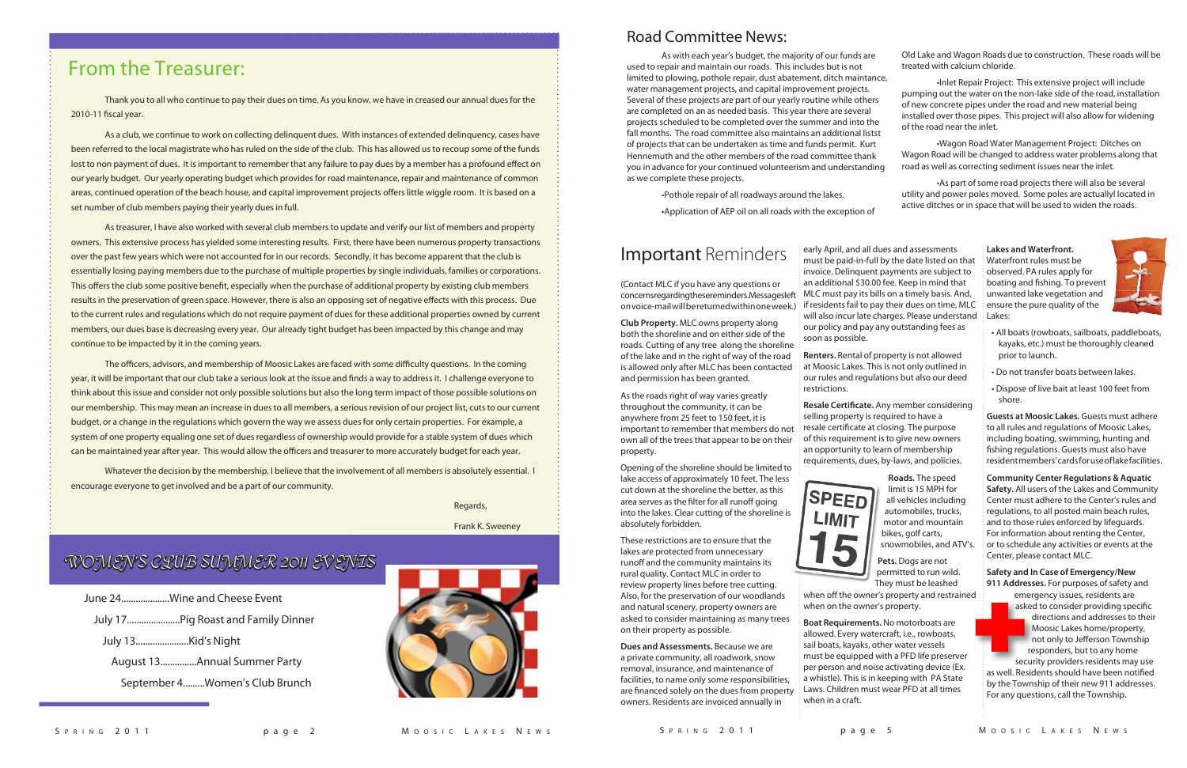# From the Treasurer:

Thank you to all who continue to pay their dues on time. As you know, we have in creased our annual dues for the 2010-11 fiscal year.

As a club, we continue to work on collecting delinquent dues. With instances of extended delinquency, cases have been referred to the local magistrate who has ruled on the side of the club. This has allowed us to recoup some of the funds lost to non payment of dues. It is important to remember that any failure to pay dues by a member has a profound effect on our yearly budget. Our yearly operating budget which provides for road maintenance, repair and maintenance of common areas, continued operation of the beach house, and capital improvement projects offers little wiggle room. It is based on a set number of club members paying their yearly dues in full.

As treasurer, I have also worked with several club members to update and verify our list of members and property owners. This extensive process has yielded some interesting results. First, there have been numerous property transactions over the past few years which were not accounted for in our records. Secondly, it has become apparent that the club is essentially losing paying members due to the purchase of multiple properties by single individuals, families or corporations. This offers the club some positive benefit, especially when the purchase of additional property by existing club members results in the preservation of green space. However, there is also an opposing set of negative effects with this process. Due to the current rules and regulations which do not require payment of dues for these additional properties owned by current members, our dues base is decreasing every year. Our already tight budget has been impacted by this change and may continue to be impacted by it in the coming years.

The officers, advisors, and membership of Moosic Lakes are faced with some difficulty questions. In the coming year, it will be important that our club take a serious look at the issue and finds a way to address it. I challenge everyone to think about this issue and consider not only possible solutions but also the long term impact of those possible solutions on our membership. This may mean an increase in dues to all members, a serious revision of our project list, cuts to our current budget, or a change in the regulations which govern the way we assess dues for only certain properties. For example, a system of one property equaling one set of dues regardless of ownership would provide for a stable system of dues which can be maintained year after year. This would allow the officers and treasurer to more accurately budget for each year.

Whatever the decision by the membership, I believe that the involvement of all members is absolutely essential. I encourage everyone to get involved and be a part of our community.

Regards,

Frank K. Sweeney

## WOMEN'S CLUB SUMMER 2011 EVENTS

June 24....................Wine and Cheese Event

July 17......................Pig Roast and Family Dinner

July 13......................Kid's Night

August 13...............Annual Summer Party

September 4.........Women's Club Brunch

# Road Committee News:

As with each year's budget, the majority of our funds are used to repair and maintain our roads. This includes but is not limited to plowing, pothole repair, dust abatement, ditch maintance, water management projects, and capital improvement projects. Several of these projects are part of our yearly routine while others are completed on an as needed basis. This year there are several projects scheduled to be completed over the summer and into the fall months. The road committee also maintains an additional listst of projects that can be undertaken as time and funds permit. Kurt Hennemuth and the other members of the road committee thank you in advance for your continued volunteerism and understanding as we complete these projects.

•Pothole repair of all roadways around the lakes.

•Application of AEP oil on all roads with the exception of Old Lake and Wagon Roads due to construction. These roads will be treated with calcium chloride.

•Inlet Repair Project: This extensive project will include pumping out the water on the non-lake side of the road, installation of new concrete pipes under the road and new material being installed over those pipes. This project will also allow for widening of the road near the inlet.

•Wagon Road Water Management Project: Ditches on Wagon Road will be changed to address water problems along that road as well as correcting sediment issues near the inlet.

•As part of some road projects there will also be several utility and power poles moved. Some poles are actuallyl located in active ditches or in space that will be used to widen the roads.

# Important Reminders

(Contact MLC if you have any questions or concernsregardingthesereminders.Messagesleft onvoice-mailwillbereturnedwithinoneweek.)

**Club Property.** MLC owns property along both the shoreline and on either side of the roads. Cutting of any tree along the shoreline of the lake and in the right of way of the road is allowed only after MLC has been contacted and permission has been granted.

As the roads right of way varies greatly throughout the community, it can be anywhere from 25 feet to 150 feet, it is important to remember that members do not own all of the trees that appear to be on their property.

Opening of the shoreline should be limited to lake access of approximately 10 feet. The less cut down at the shoreline the better, as this area serves as the filter for all runoff going into the lakes. Clear cutting of the shoreline is absolutely forbidden.

These restrictions are to ensure that the lakes are protected from unnecessary runoff and the community maintains its rural quality. Contact MLC in order to review property lines before tree cutting. Also, for the preservation of our woodlands and natural scenery, property owners are asked to consider maintaining as many trees on their property as possible.

**Dues and Assessments.** Because we are a private community, all roadwork, snow removal, insurance, and maintenance of facilities, to name only some responsibilities, are financed solely on the dues from property owners. Residents are invoiced annually in early April, and all dues and assessments must be paid-in-full by the date listed on that invoice. Delinquent payments are subject to an additional $30.00 fee. Keep in mind that MLC must pay its bills on a timely basis. And, if residents fail to pay their dues on time, MLC will also incur late charges. Please understand our policy and pay any outstanding fees as soon as possible.

**Renters.** Rental of property is not allowed at Moosic Lakes. This is not only outlined in our rules and regulations but also our deed restrictions.

**Resale Certificate.** Any member considering selling property is required to have a resale certificate at closing. The purpose of this requirement is to give new owners an opportunity to learn of membership requirements, dues, by-laws, and policies.

**Roads.** The speed limit is 15 MPH for all vehicles including automobiles, trucks, motor and mountain bikes, golf carts, snowmobiles, and ATV's.

**Pets.** Dogs are not permitted to run wild. They must be leashed when off the owner's property and restrained when on the owner's property.

**Boat Requirements.** No motorboats are allowed. Every watercraft, i.e., rowboats, sail boats, kayaks, other water vessels must be equipped with a PFD life preserver per person and noise activating device (Ex. a whistle). This is in keeping with PA State Laws. Children must wear PFD at all times when in a craft.

**Lakes and Waterfront.** Waterfront rules must be observed. PA rules apply for boating and fishing. To prevent unwanted lake vegetation and ensure the pure quality of the Lakes:

- All boats (rowboats, sailboats, paddleboats, kayaks, etc.) must be thoroughly cleaned prior to launch.
- Do not transfer boats between lakes.
- Dispose of live bait at least 100 feet from shore.

**Guests at Moosic Lakes.** Guests must adhere to all rules and regulations of Moosic Lakes, including boating, swimming, hunting and fishing regulations. Guests must also have residentmembers'cardsforuseoflakefacilities.

**Community Center Regulations & Aquatic Safety.** All users of the Lakes and Community Center must adhere to the Center's rules and regulations, to all posted main beach rules, and to those rules enforced by lifeguards. For information about renting the Center, or to schedule any activities or events at the Center, please contact MLC.

**Safety and In Case of Emergency/New 911 Addresses.** For purposes of safety and emergency issues, residents are asked to consider providing specific directions and addresses to their Moosic Lakes home/property, not only to Jefferson Township responders, but to any home security providers residents may use as well. Residents should have been notified by the Township of their new 911 addresses. For any questions, call the Township.